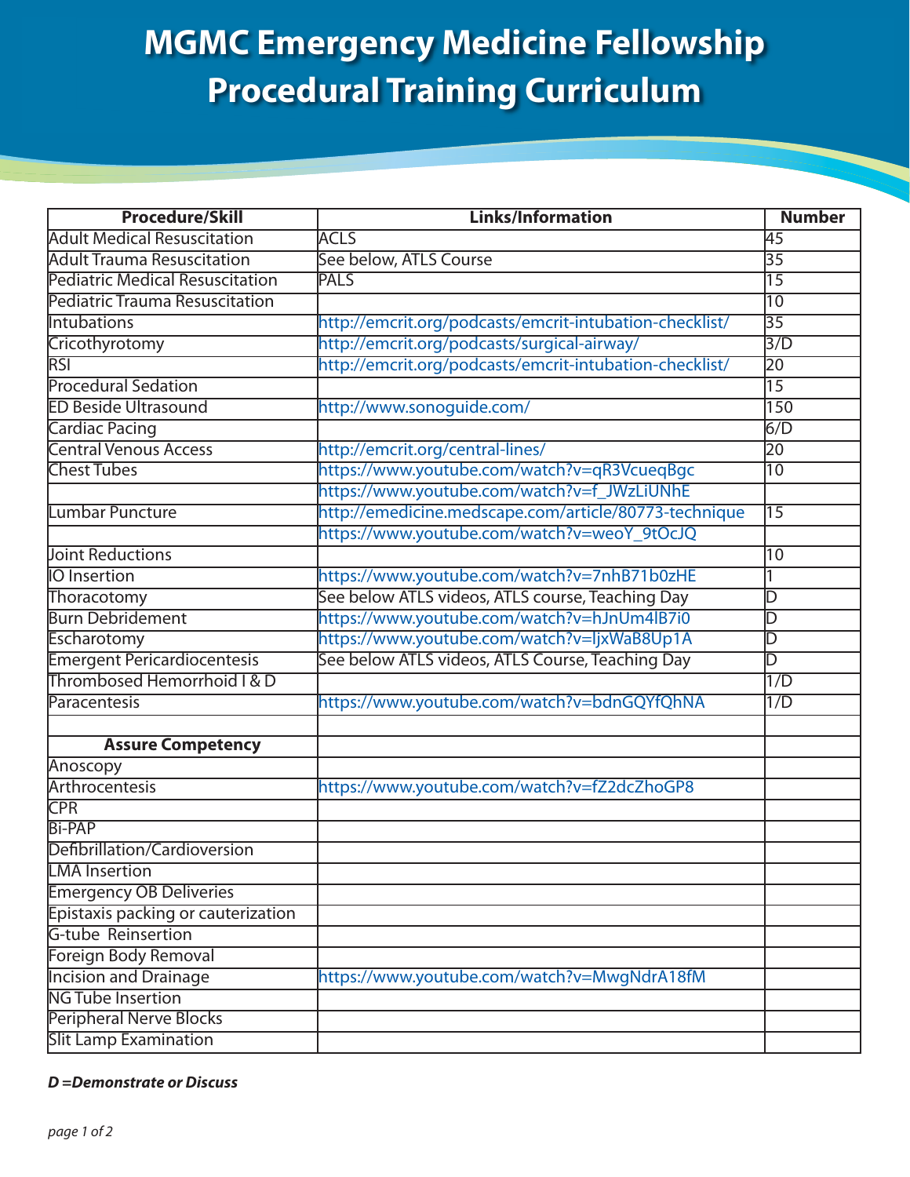# MGMC Emergency Medicine Fellowship Procedural Training Curriculum

| Procedure/Skill | Links/Information | Number |
|---|---|---|
| Adult Medical Resuscitation | ACLS | 45 |
| Adult Trauma Resuscitation | See below, ATLS Course | 35 |
| Pediatric Medical Resuscitation | PALS | 15 |
| Pediatric Trauma Resuscitation | | 10 |
| Intubations | http://emcrit.org/podcasts/emcrit-intubation-checklist/ | 35 |
| Cricothyrotomy | http://emcrit.org/podcasts/surgical-airway/ | 3/D |
| RSI | http://emcrit.org/podcasts/emcrit-intubation-checklist/ | 20 |
| Procedural Sedation | | 15 |
| ED Beside Ultrasound | http://www.sonoguide.com/ | 150 |
| Cardiac Pacing | | 6/D |
| Central Venous Access | http://emcrit.org/central-lines/ | 20 |
| Chest Tubes | https://www.youtube.com/watch?v=qR3VcueqBgc | 10 |
| | https://www.youtube.com/watch?v=f_JWzLiUNhE | |
| Lumbar Puncture | http://emedicine.medscape.com/article/80773-technique | 15 |
| | https://www.youtube.com/watch?v=weoY_9tOcJQ | |
| Joint Reductions | | 10 |
| IO Insertion | https://www.youtube.com/watch?v=7nhB71b0zHE | 1 |
| Thoracotomy | See below ATLS videos, ATLS course, Teaching Day | D |
| Burn Debridement | https://www.youtube.com/watch?v=hJnUm4lB7i0 | D |
| Escharotomy | https://www.youtube.com/watch?v=IjxWaB8Up1A | D |
| Emergent Pericardiocentesis | See below ATLS videos, ATLS Course, Teaching Day | D |
| Thrombosed Hemorrhoid I & D | | 1/D |
| Paracentesis | https://www.youtube.com/watch?v=bdnGQYfQhNA | 1/D |
| | | |
| **Assure Competency** | | |
| Anoscopy | | |
| Arthrocentesis | https://www.youtube.com/watch?v=fZ2dcZhoGP8 | |
| CPR | | |
| Bi-PAP | | |
| Defibrillation/Cardioversion | | |
| LMA Insertion | | |
| Emergency OB Deliveries | | |
| Epistaxis packing or cauterization | | |
| G-tube Reinsertion | | |
| Foreign Body Removal | | |
| Incision and Drainage | https://www.youtube.com/watch?v=MwgNdrA18fM | |
| NG Tube Insertion | | |
| Peripheral Nerve Blocks | | |
| Slit Lamp Examination | | |

***D =Demonstrate or Discuss***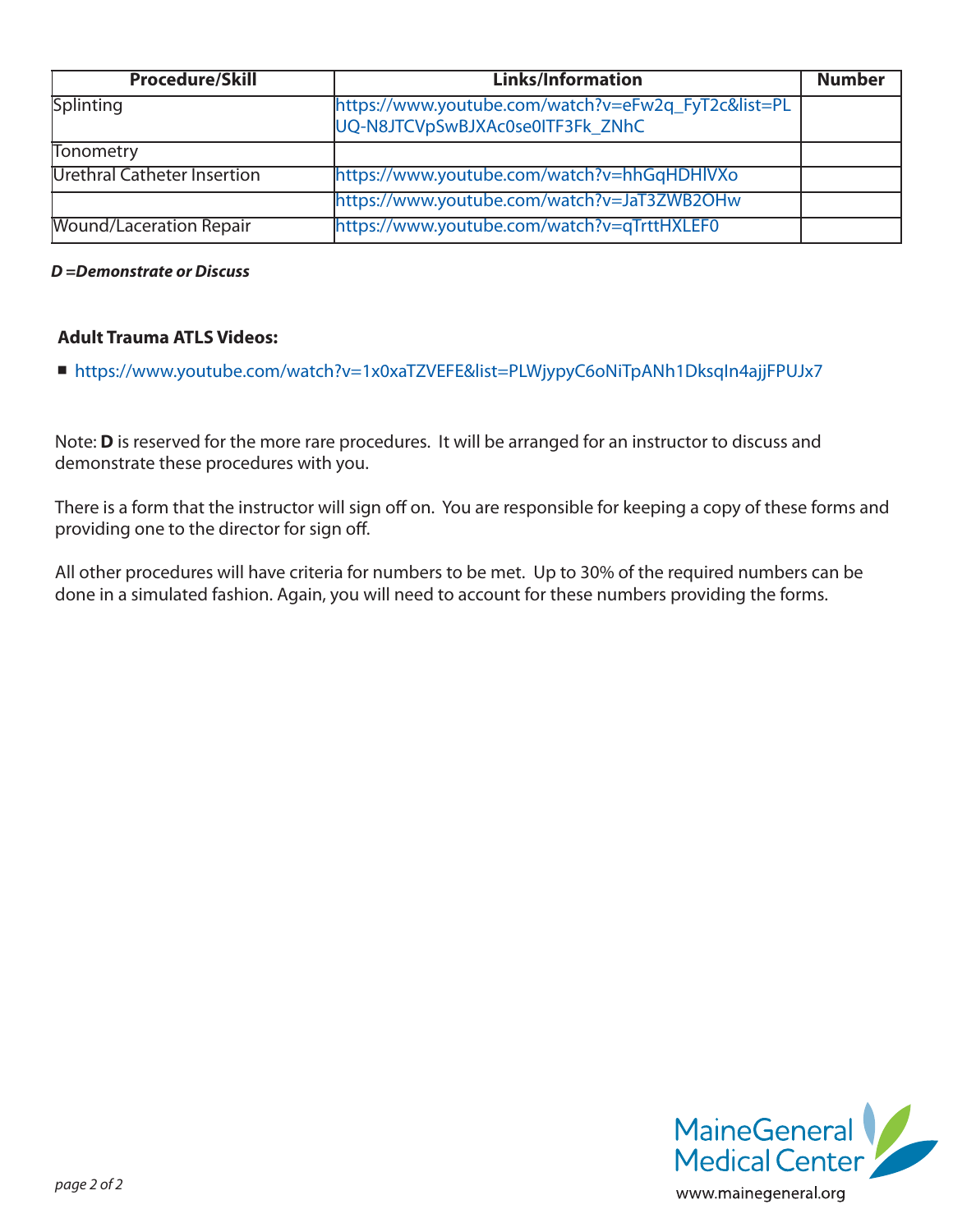| Procedure/Skill | Links/Information | Number |
|---|---|---|
| Splinting | https://www.youtube.com/watch?v=eFw2q_FyT2c&list=PLUQ-N8JTCVpSwBJXAc0se0ITF3Fk_ZNhC | |
| Tonometry | | |
| Urethral Catheter Insertion | https://www.youtube.com/watch?v=hhGqHDHlVXo | |
| | https://www.youtube.com/watch?v=JaT3ZWB2OHw | |
| Wound/Laceration Repair | https://www.youtube.com/watch?v=qTrttHXLEF0 | |

***D =Demonstrate or Discuss***

**Adult Trauma ATLS Videos:**

- https://www.youtube.com/watch?v=1x0xaTZVEFE&list=PLWjypyC6oNiTpANh1DksqIn4ajjFPUJx7

Note: **D** is reserved for the more rare procedures. It will be arranged for an instructor to discuss and demonstrate these procedures with you.

There is a form that the instructor will sign off on. You are responsible for keeping a copy of these forms and providing one to the director for sign off.

All other procedures will have criteria for numbers to be met. Up to 30% of the required numbers can be done in a simulated fashion. Again, you will need to account for these numbers providing the forms.

MaineGeneral Medical Center

www.mainegeneral.org